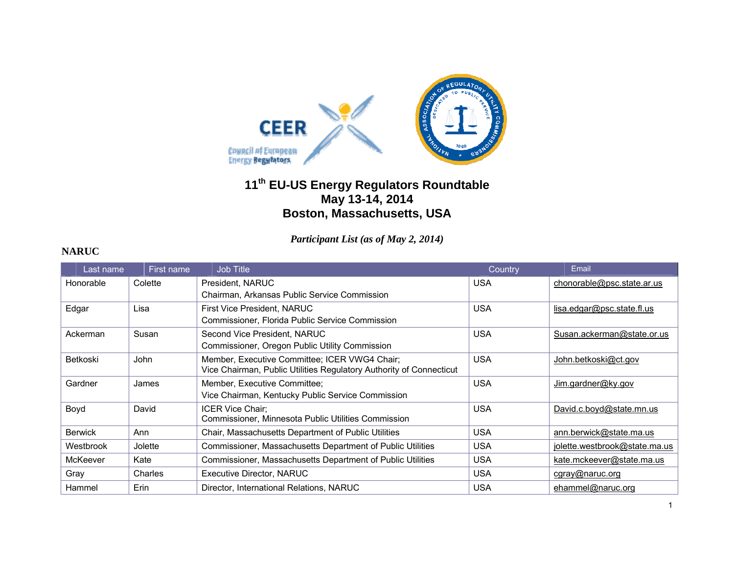# 11th EU-US Energy Regulators Roundtable
# May 13-14, 2014
# Boston, Massachusetts, USA

*Participant List (as of May 2, 2014)*

## NARUC

| Last name | First name | Job Title | Country | Email |
|---|---|---|---|---|
| Honorable | Colette | President, NARUC<br>Chairman, Arkansas Public Service Commission | USA | chonorable@psc.state.ar.us |
| Edgar | Lisa | First Vice President, NARUC<br>Commissioner, Florida Public Service Commission | USA | lisa.edgar@psc.state.fl.us |
| Ackerman | Susan | Second Vice President, NARUC<br>Commissioner, Oregon Public Utility Commission | USA | Susan.ackerman@state.or.us |
| Betkoski | John | Member, Executive Committee; ICER VWG4 Chair;<br>Vice Chairman, Public Utilities Regulatory Authority of Connecticut | USA | John.betkoski@ct.gov |
| Gardner | James | Member, Executive Committee;<br>Vice Chairman, Kentucky Public Service Commission | USA | Jim.gardner@ky.gov |
| Boyd | David | ICER Vice Chair;<br>Commissioner, Minnesota Public Utilities Commission | USA | David.c.boyd@state.mn.us |
| Berwick | Ann | Chair, Massachusetts Department of Public Utilities | USA | ann.berwick@state.ma.us |
| Westbrook | Jolette | Commissioner, Massachusetts Department of Public Utilities | USA | jolette.westbrook@state.ma.us |
| McKeever | Kate | Commissioner, Massachusetts Department of Public Utilities | USA | kate.mckeever@state.ma.us |
| Gray | Charles | Executive Director, NARUC | USA | cgray@naruc.org |
| Hammel | Erin | Director, International Relations, NARUC | USA | ehammel@naruc.org |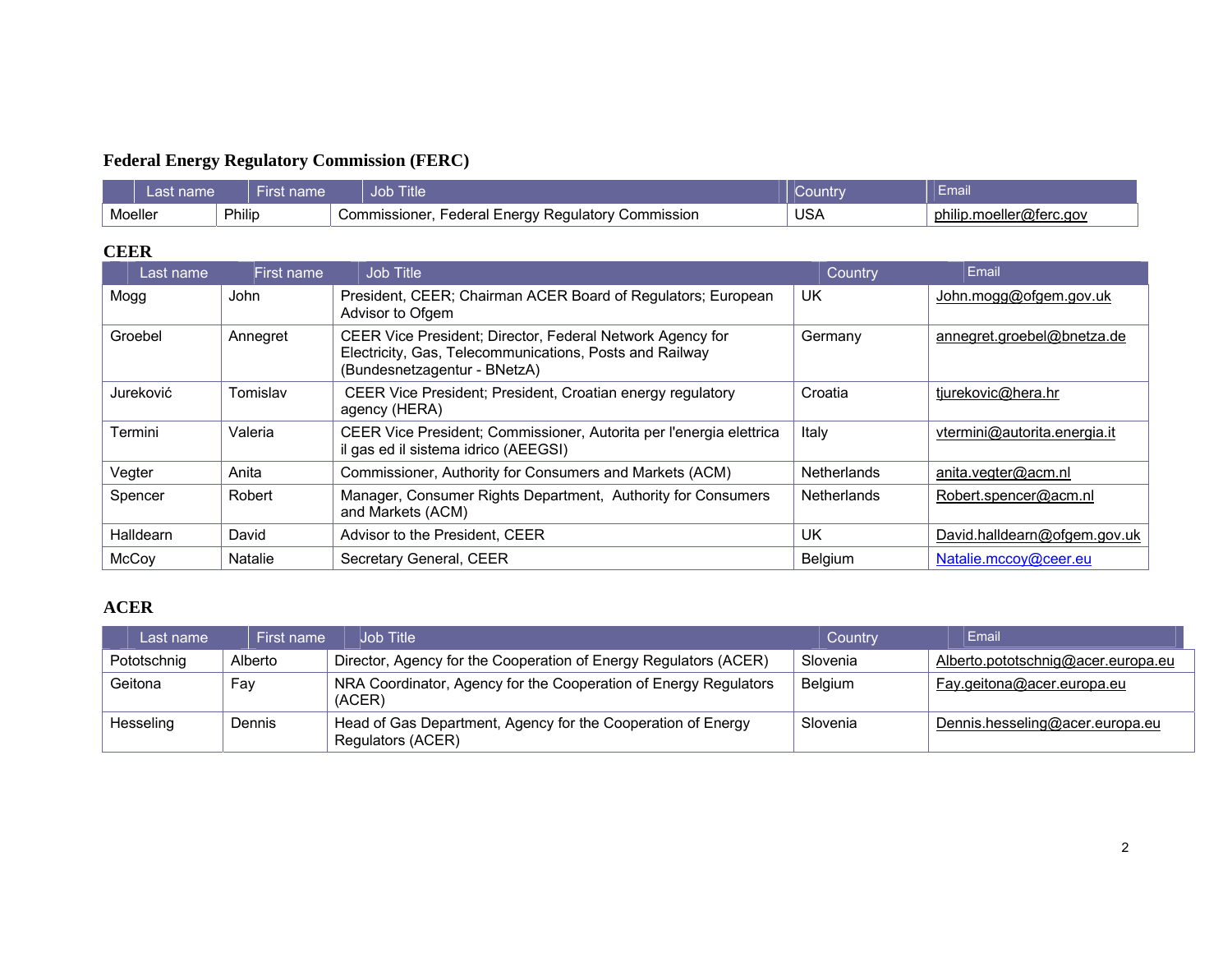## Federal Energy Regulatory Commission (FERC)

| Last name | First name | Job Title | Country | Email |
|---|---|---|---|---|
| Moeller | Philip | Commissioner, Federal Energy Regulatory Commission | USA | philip.moeller@ferc.gov |

## CEER

| Last name | First name | Job Title | Country | Email |
|---|---|---|---|---|
| Mogg | John | President, CEER; Chairman ACER Board of Regulators; European Advisor to Ofgem | UK | John.mogg@ofgem.gov.uk |
| Groebel | Annegret | CEER Vice President; Director, Federal Network Agency for Electricity, Gas, Telecommunications, Posts and Railway (Bundesnetzagentur - BNetzA) | Germany | annegret.groebel@bnetza.de |
| Jureković | Tomislav | CEER Vice President; President, Croatian energy regulatory agency (HERA) | Croatia | tjurekovic@hera.hr |
| Termini | Valeria | CEER Vice President; Commissioner, Autorita per l'energia elettrica il gas ed il sistema idrico (AEEGSI) | Italy | vtermini@autorita.energia.it |
| Vegter | Anita | Commissioner, Authority for Consumers and Markets (ACM) | Netherlands | anita.vegter@acm.nl |
| Spencer | Robert | Manager, Consumer Rights Department, Authority for Consumers and Markets (ACM) | Netherlands | Robert.spencer@acm.nl |
| Halldearn | David | Advisor to the President, CEER | UK | David.halldearn@ofgem.gov.uk |
| McCoy | Natalie | Secretary General, CEER | Belgium | Natalie.mccoy@ceer.eu |

## ACER

| Last name | First name | Job Title | Country | Email |
|---|---|---|---|---|
| Pototschnig | Alberto | Director, Agency for the Cooperation of Energy Regulators (ACER) | Slovenia | Alberto.pototschnig@acer.europa.eu |
| Geitona | Fay | NRA Coordinator, Agency for the Cooperation of Energy Regulators (ACER) | Belgium | Fay.geitona@acer.europa.eu |
| Hesseling | Dennis | Head of Gas Department, Agency for the Cooperation of Energy Regulators (ACER) | Slovenia | Dennis.hesseling@acer.europa.eu |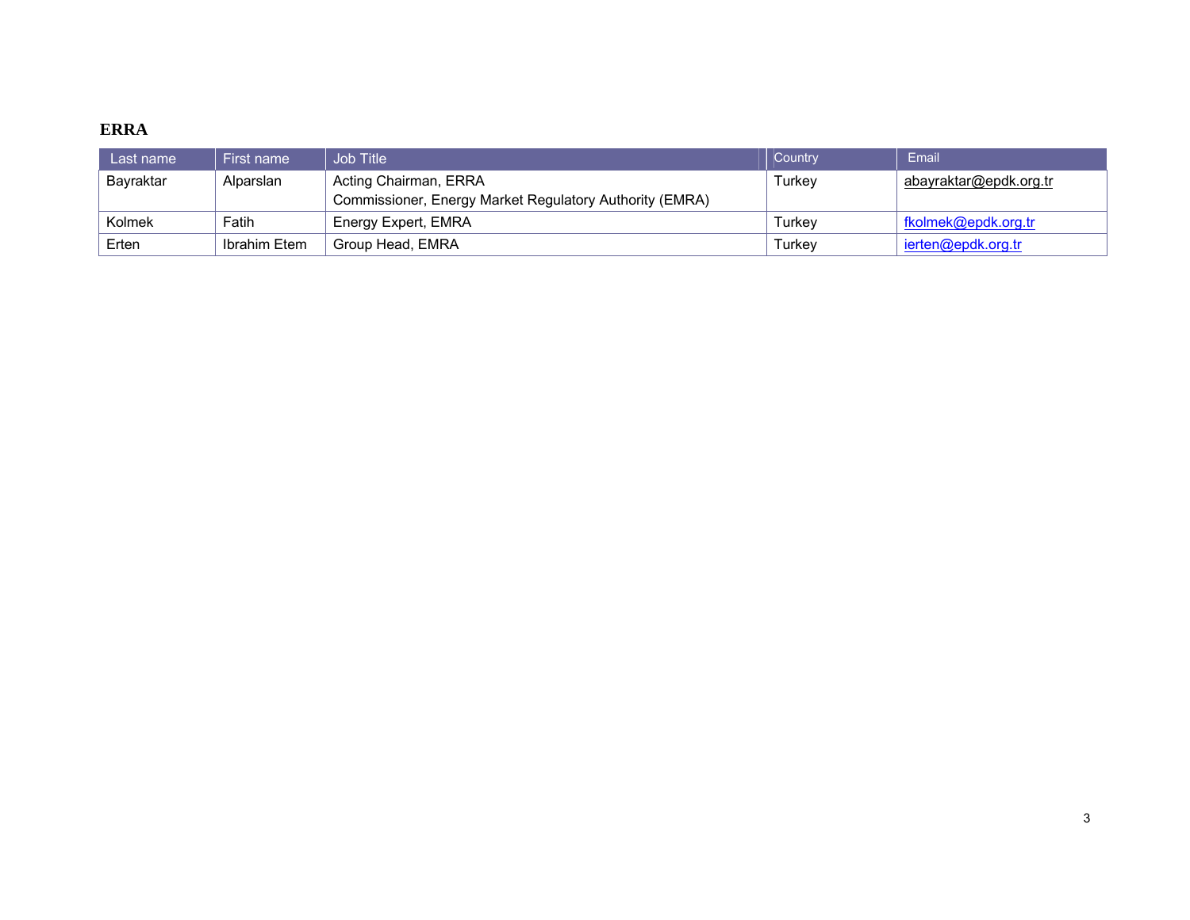**ERRA**

| Last name | First name | Job Title | Country | Email |
|---|---|---|---|---|
| Bayraktar | Alparslan | Acting Chairman, ERRA<br>Commissioner, Energy Market Regulatory Authority (EMRA) | Turkey | abayraktar@epdk.org.tr |
| Kolmek | Fatih | Energy Expert, EMRA | Turkey | fkolmek@epdk.org.tr |
| Erten | Ibrahim Etem | Group Head, EMRA | Turkey | ierten@epdk.org.tr |